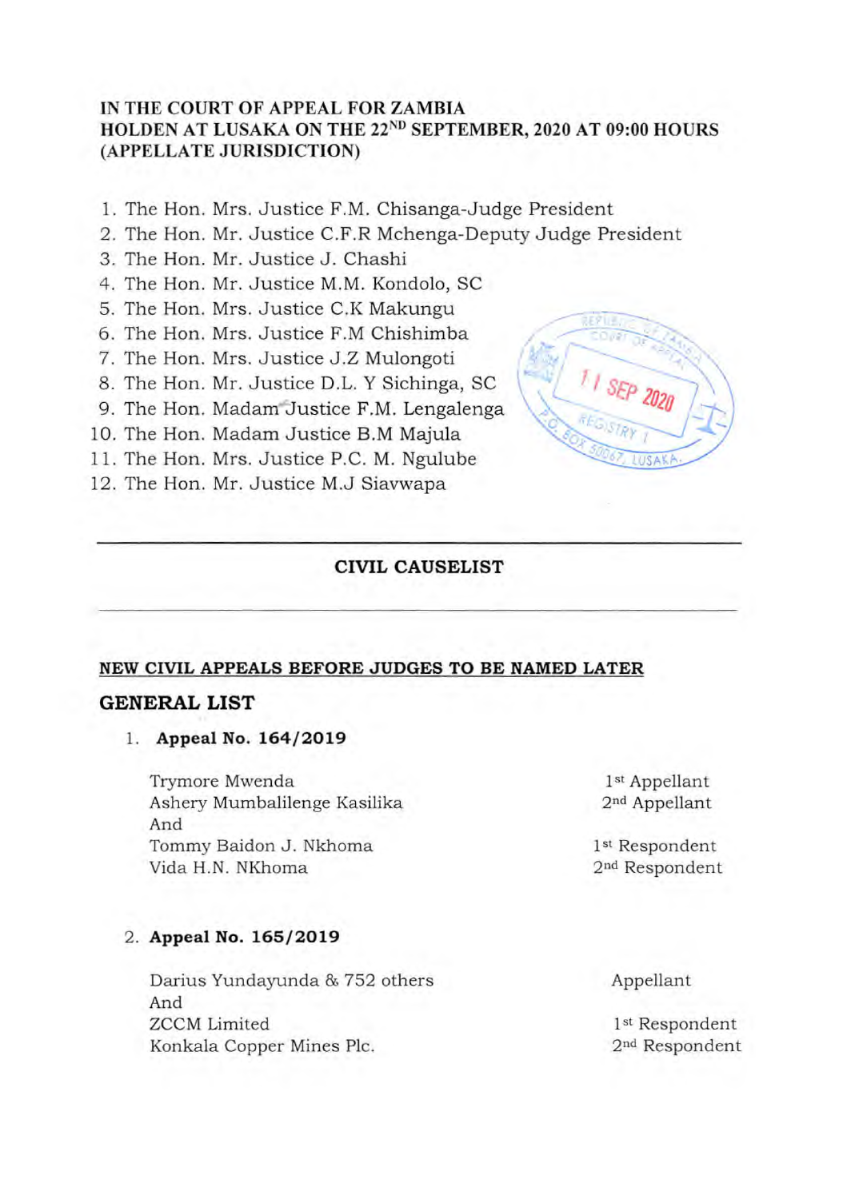**IN THE COURT OF APPEAL FOR ZAMBIA**
**HOLDEN AT LUSAKA ON THE 22ND SEPTEMBER, 2020 AT 09:00 HOURS**
**(APPELLATE JURISDICTION)**

1. The Hon. Mrs. Justice F.M. Chisanga-Judge President
2. The Hon. Mr. Justice C.F.R Mchenga-Deputy Judge President
3. The Hon. Mr. Justice J. Chashi
4. The Hon. Mr. Justice M.M. Kondolo, SC
5. The Hon. Mrs. Justice C.K Makungu
6. The Hon. Mrs. Justice F.M Chishimba
7. The Hon. Mrs. Justice J.Z Mulongoti
8. The Hon. Mr. Justice D.L. Y Sichinga, SC
9. The Hon. Madam Justice F.M. Lengalenga
10. The Hon. Madam Justice B.M Majula
11. The Hon. Mrs. Justice P.C. M. Ngulube
12. The Hon. Mr. Justice M.J Siavwapa

REPUBLIC OF ZAMBIA COURT OF APPEAL 11 SEP 2020 REGISTRY 1 P.O. BOX 50067, LUSAKA

---

## CIVIL CAUSELIST

---

**NEW CIVIL APPEALS BEFORE JUDGES TO BE NAMED LATER**

## GENERAL LIST

1. **Appeal No. 164/2019**

| | |
|---|---|
| Trymore Mwenda | 1st Appellant |
| Ashery Mumbalilenge Kasilika | 2nd Appellant |
| And | |
| Tommy Baidon J. Nkhoma | 1st Respondent |
| Vida H.N. NKhoma | 2nd Respondent |

2. **Appeal No. 165/2019**

| | |
|---|---|
| Darius Yundayunda & 752 others | Appellant |
| And | |
| ZCCM Limited | 1st Respondent |
| Konkala Copper Mines Plc. | 2nd Respondent |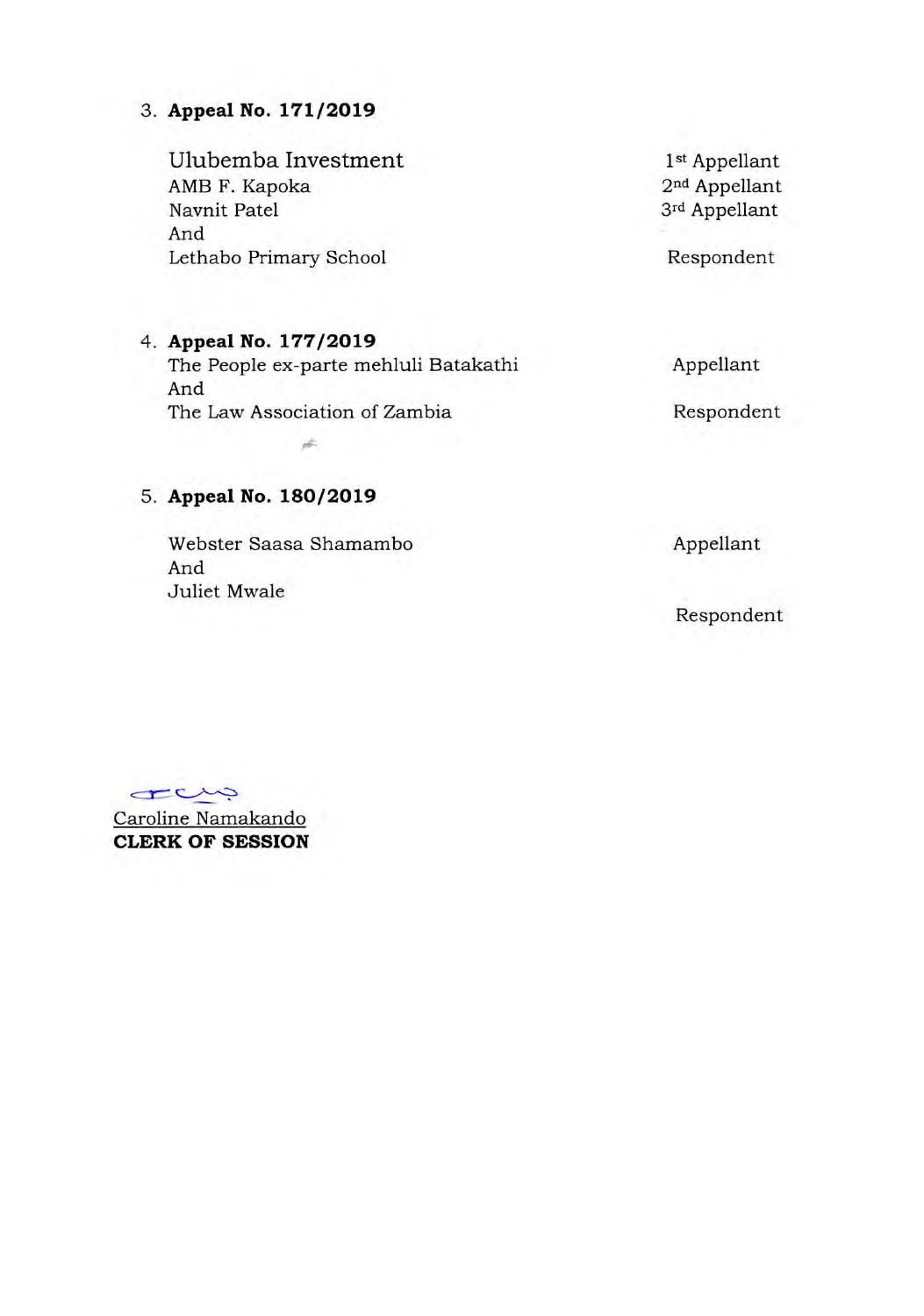3. **Appeal No. 171/2019**

| | |
|---|---|
| Ulubemba Investment | 1st Appellant |
| AMB F. Kapoka | 2nd Appellant |
| Navnit Patel | 3rd Appellant |
| And | |
| Lethabo Primary School | Respondent |

4. **Appeal No. 177/2019**

| | |
|---|---|
| The People ex-parte mehluli Batakathi | Appellant |
| And | |
| The Law Association of Zambia | Respondent |

5. **Appeal No. 180/2019**

| | |
|---|---|
| Webster Saasa Shamambo | Appellant |
| And | |
| Juliet Mwale | Respondent |

Caroline Namakando
**CLERK OF SESSION**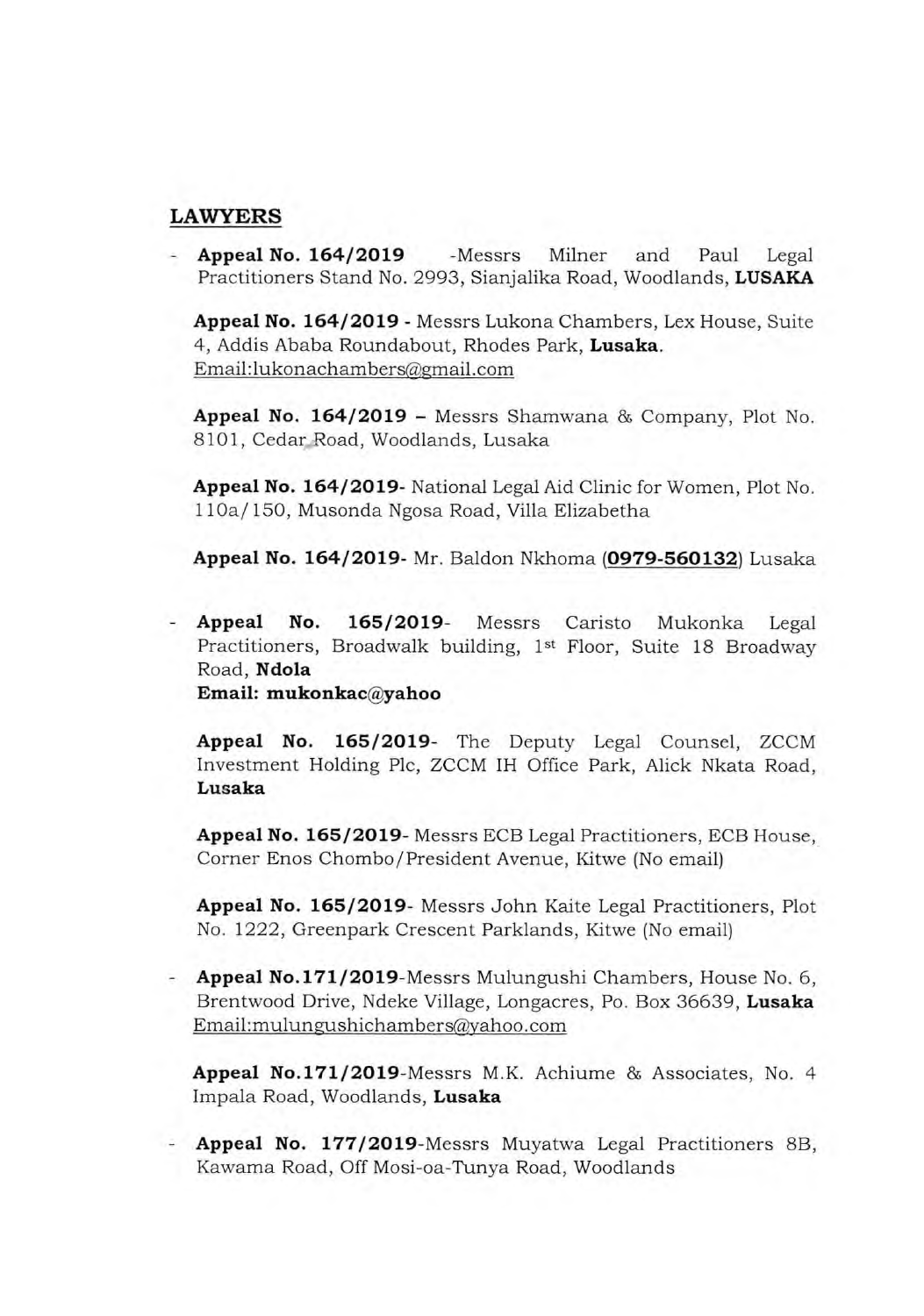## LAWYERS

- **Appeal No. 164/2019** -Messrs Milner and Paul Legal Practitioners Stand No. 2993, Sianjalika Road, Woodlands, **LUSAKA**

  **Appeal No. 164/2019 -** Messrs Lukona Chambers, Lex House, Suite 4, Addis Ababa Roundabout, Rhodes Park, **Lusaka**. Email:lukonachambers@gmail.com

  **Appeal No. 164/2019 –** Messrs Shamwana & Company, Plot No. 8101, Cedar Road, Woodlands, Lusaka

  **Appeal No. 164/2019-** National Legal Aid Clinic for Women, Plot No. 110a/150, Musonda Ngosa Road, Villa Elizabetha

  **Appeal No. 164/2019-** Mr. Baldon Nkhoma (**0979-560132**) Lusaka

- **Appeal No. 165/2019-** Messrs Caristo Mukonka Legal Practitioners, Broadwalk building, 1st Floor, Suite 18 Broadway Road, **Ndola**
  **Email: mukonkac@yahoo**

  **Appeal No. 165/2019-** The Deputy Legal Counsel, ZCCM Investment Holding Plc, ZCCM IH Office Park, Alick Nkata Road, **Lusaka**

  **Appeal No. 165/2019-** Messrs ECB Legal Practitioners, ECB House, Corner Enos Chombo/President Avenue, Kitwe (No email)

  **Appeal No. 165/2019-** Messrs John Kaite Legal Practitioners, Plot No. 1222, Greenpark Crescent Parklands, Kitwe (No email)

- **Appeal No.171/2019**-Messrs Mulungushi Chambers, House No. 6, Brentwood Drive, Ndeke Village, Longacres, Po. Box 36639, **Lusaka** Email:mulungushichambers@yahoo.com

  **Appeal No.171/2019**-Messrs M.K. Achiume & Associates, No. 4 Impala Road, Woodlands, **Lusaka**

- **Appeal No. 177/2019**-Messrs Muyatwa Legal Practitioners 8B, Kawama Road, Off Mosi-oa-Tunya Road, Woodlands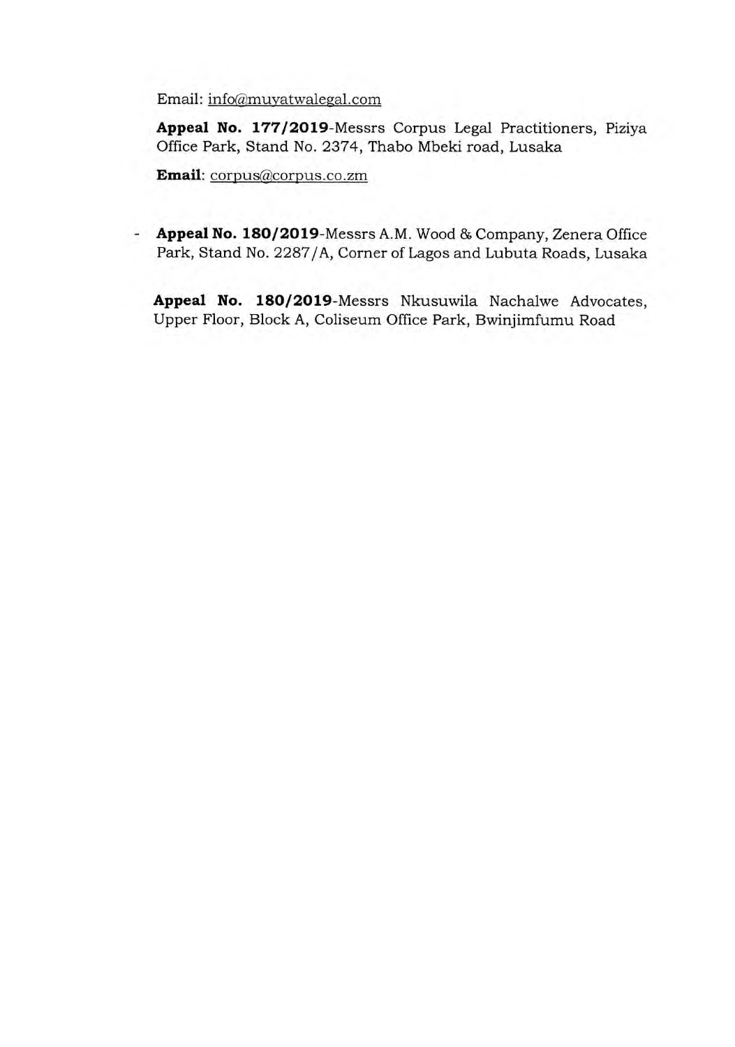Email: info@muyatwalegal.com

**Appeal No. 177/2019**-Messrs Corpus Legal Practitioners, Piziya Office Park, Stand No. 2374, Thabo Mbeki road, Lusaka

**Email**: corpus@corpus.co.zm

- **Appeal No. 180/2019**-Messrs A.M. Wood & Company, Zenera Office Park, Stand No. 2287/A, Corner of Lagos and Lubuta Roads, Lusaka

**Appeal No. 180/2019**-Messrs Nkusuwila Nachalwe Advocates, Upper Floor, Block A, Coliseum Office Park, Bwinjimfumu Road